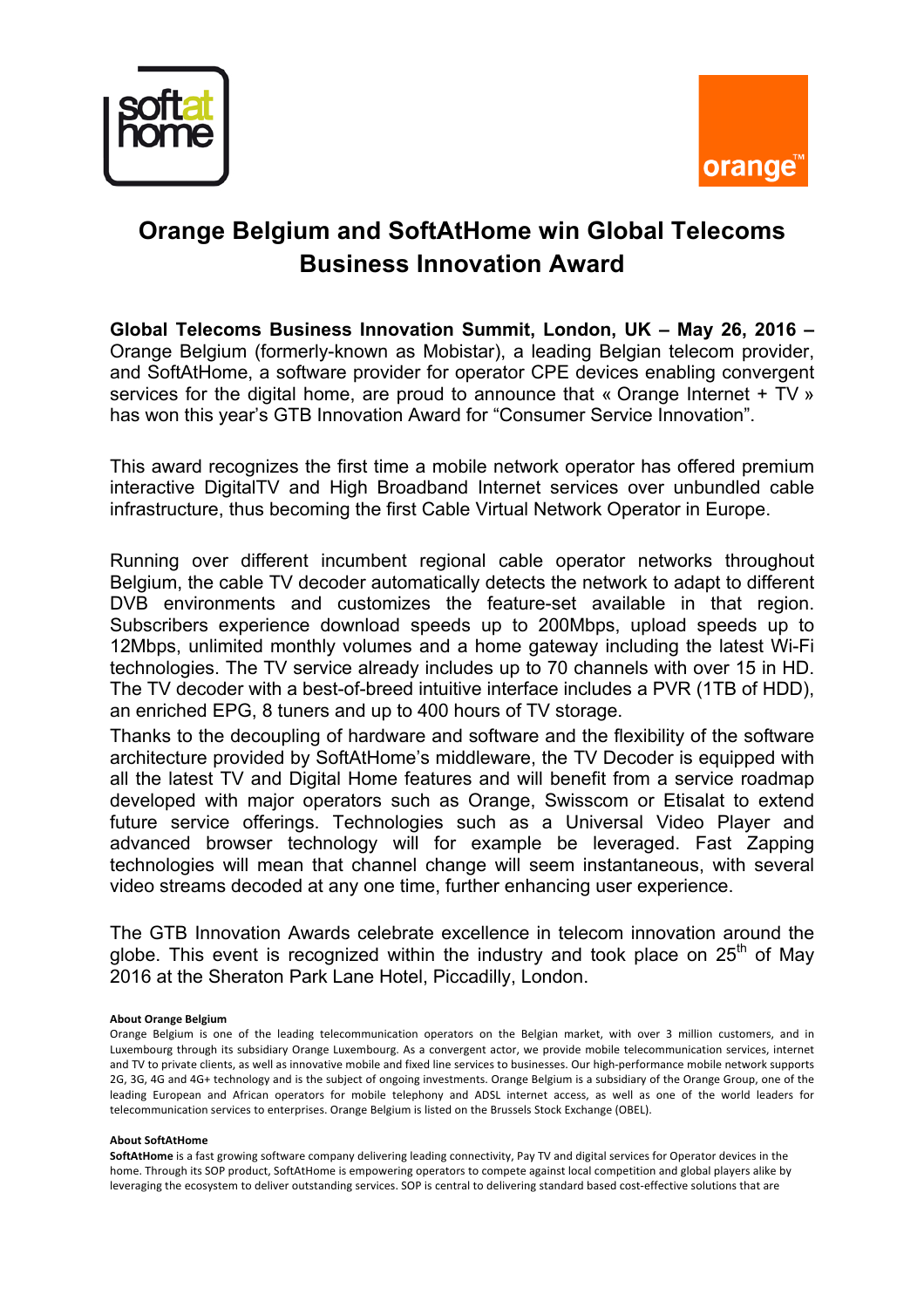# Orange Belgium and SoftAtHome win Global Telecoms Business Innovation Award

**Global Telecoms Business Innovation Summit, London, UK – May 26, 2016 –** Orange Belgium (formerly-known as Mobistar), a leading Belgian telecom provider, and SoftAtHome, a software provider for operator CPE devices enabling convergent services for the digital home, are proud to announce that « Orange Internet + TV » has won this year's GTB Innovation Award for "Consumer Service Innovation".

This award recognizes the first time a mobile network operator has offered premium interactive DigitalTV and High Broadband Internet services over unbundled cable infrastructure, thus becoming the first Cable Virtual Network Operator in Europe.

Running over different incumbent regional cable operator networks throughout Belgium, the cable TV decoder automatically detects the network to adapt to different DVB environments and customizes the feature-set available in that region. Subscribers experience download speeds up to 200Mbps, upload speeds up to 12Mbps, unlimited monthly volumes and a home gateway including the latest Wi-Fi technologies. The TV service already includes up to 70 channels with over 15 in HD. The TV decoder with a best-of-breed intuitive interface includes a PVR (1TB of HDD), an enriched EPG, 8 tuners and up to 400 hours of TV storage.

Thanks to the decoupling of hardware and software and the flexibility of the software architecture provided by SoftAtHome's middleware, the TV Decoder is equipped with all the latest TV and Digital Home features and will benefit from a service roadmap developed with major operators such as Orange, Swisscom or Etisalat to extend future service offerings. Technologies such as a Universal Video Player and advanced browser technology will for example be leveraged. Fast Zapping technologies will mean that channel change will seem instantaneous, with several video streams decoded at any one time, further enhancing user experience.

The GTB Innovation Awards celebrate excellence in telecom innovation around the globe. This event is recognized within the industry and took place on 25th of May 2016 at the Sheraton Park Lane Hotel, Piccadilly, London.

**About Orange Belgium**

Orange Belgium is one of the leading telecommunication operators on the Belgian market, with over 3 million customers, and in Luxembourg through its subsidiary Orange Luxembourg. As a convergent actor, we provide mobile telecommunication services, internet and TV to private clients, as well as innovative mobile and fixed line services to businesses. Our high-performance mobile network supports 2G, 3G, 4G and 4G+ technology and is the subject of ongoing investments. Orange Belgium is a subsidiary of the Orange Group, one of the leading European and African operators for mobile telephony and ADSL internet access, as well as one of the world leaders for telecommunication services to enterprises. Orange Belgium is listed on the Brussels Stock Exchange (OBEL).

**About SoftAtHome**

**SoftAtHome** is a fast growing software company delivering leading connectivity, Pay TV and digital services for Operator devices in the home. Through its SOP product, SoftAtHome is empowering operators to compete against local competition and global players alike by leveraging the ecosystem to deliver outstanding services. SOP is central to delivering standard based cost-effective solutions that are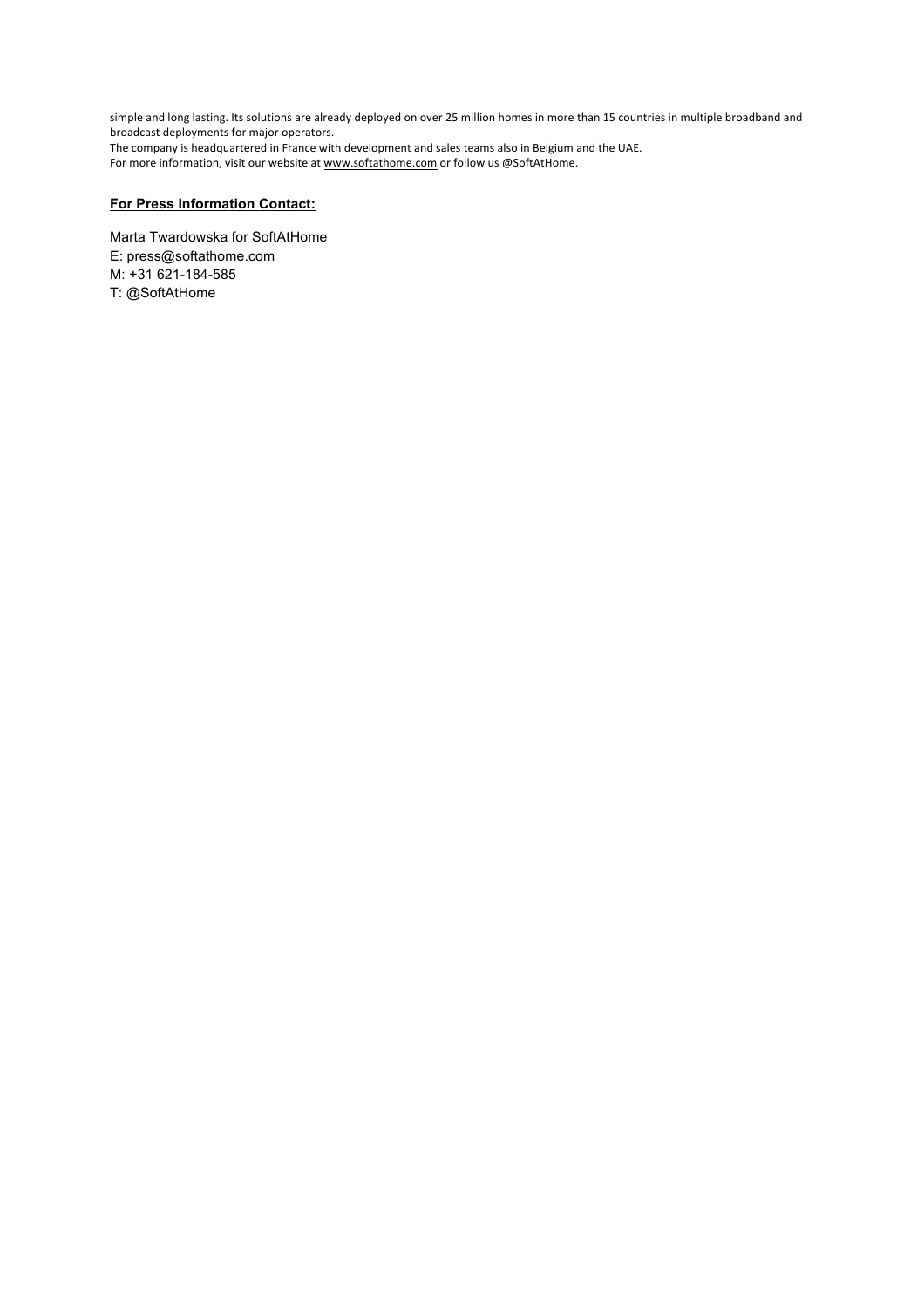simple and long lasting. Its solutions are already deployed on over 25 million homes in more than 15 countries in multiple broadband and broadcast deployments for major operators.

The company is headquartered in France with development and sales teams also in Belgium and the UAE.

For more information, visit our website at www.softathome.com or follow us @SoftAtHome.

**For Press Information Contact:**

Marta Twardowska for SoftAtHome
E: press@softathome.com
M: +31 621-184-585
T: @SoftAtHome